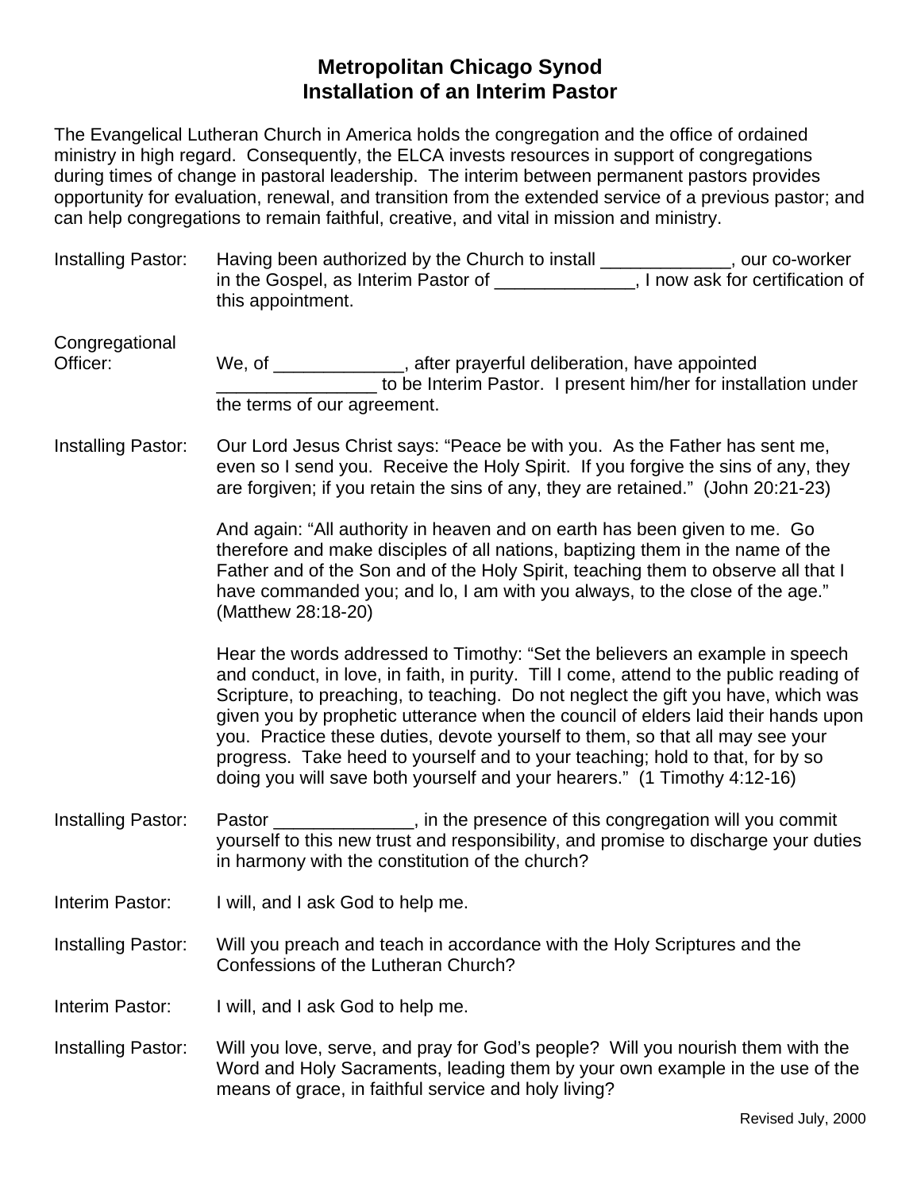# Metropolitan Chicago Synod
## Installation of an Interim Pastor

The Evangelical Lutheran Church in America holds the congregation and the office of ordained ministry in high regard. Consequently, the ELCA invests resources in support of congregations during times of change in pastoral leadership. The interim between permanent pastors provides opportunity for evaluation, renewal, and transition from the extended service of a previous pastor; and can help congregations to remain faithful, creative, and vital in mission and ministry.

Installing Pastor: Having been authorized by the Church to install _____________, our co-worker in the Gospel, as Interim Pastor of ______________, I now ask for certification of this appointment.

Congregational Officer: We, of _____________, after prayerful deliberation, have appointed ________________ to be Interim Pastor. I present him/her for installation under the terms of our agreement.

Installing Pastor: Our Lord Jesus Christ says: "Peace be with you. As the Father has sent me, even so I send you. Receive the Holy Spirit. If you forgive the sins of any, they are forgiven; if you retain the sins of any, they are retained." (John 20:21-23)

And again: "All authority in heaven and on earth has been given to me. Go therefore and make disciples of all nations, baptizing them in the name of the Father and of the Son and of the Holy Spirit, teaching them to observe all that I have commanded you; and lo, I am with you always, to the close of the age." (Matthew 28:18-20)

Hear the words addressed to Timothy: "Set the believers an example in speech and conduct, in love, in faith, in purity. Till I come, attend to the public reading of Scripture, to preaching, to teaching. Do not neglect the gift you have, which was given you by prophetic utterance when the council of elders laid their hands upon you. Practice these duties, devote yourself to them, so that all may see your progress. Take heed to yourself and to your teaching; hold to that, for by so doing you will save both yourself and your hearers." (1 Timothy 4:12-16)

Installing Pastor: Pastor ______________, in the presence of this congregation will you commit yourself to this new trust and responsibility, and promise to discharge your duties in harmony with the constitution of the church?

Interim Pastor: I will, and I ask God to help me.

Installing Pastor: Will you preach and teach in accordance with the Holy Scriptures and the Confessions of the Lutheran Church?

Interim Pastor: I will, and I ask God to help me.

Installing Pastor: Will you love, serve, and pray for God's people? Will you nourish them with the Word and Holy Sacraments, leading them by your own example in the use of the means of grace, in faithful service and holy living?

Revised July, 2000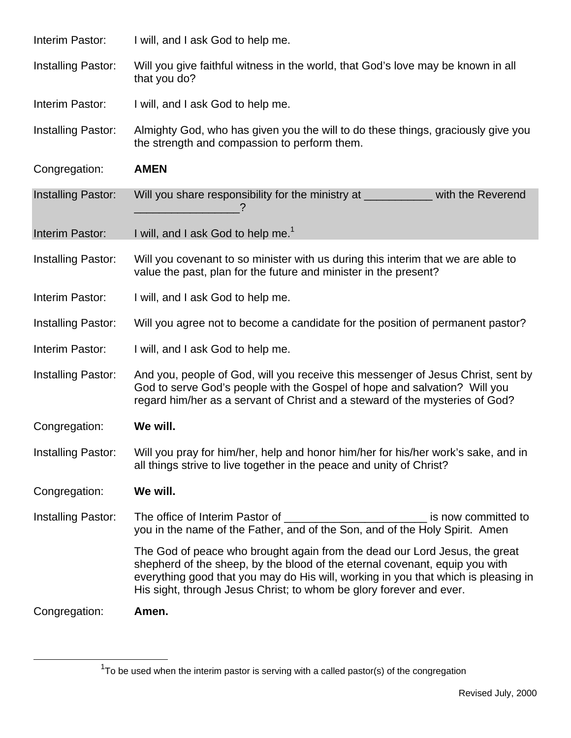Interim Pastor: I will, and I ask God to help me.

Installing Pastor: Will you give faithful witness in the world, that God's love may be known in all that you do?

Interim Pastor: I will, and I ask God to help me.

Installing Pastor: Almighty God, who has given you the will to do these things, graciously give you the strength and compassion to perform them.

Congregation: **AMEN**

Installing Pastor: Will you share responsibility for the ministry at ___________ with the Reverend _________________?

Interim Pastor: I will, and I ask God to help me.[1]

Installing Pastor: Will you covenant to so minister with us during this interim that we are able to value the past, plan for the future and minister in the present?

Interim Pastor: I will, and I ask God to help me.

Installing Pastor: Will you agree not to become a candidate for the position of permanent pastor?

Interim Pastor: I will, and I ask God to help me.

Installing Pastor: And you, people of God, will you receive this messenger of Jesus Christ, sent by God to serve God's people with the Gospel of hope and salvation? Will you regard him/her as a servant of Christ and a steward of the mysteries of God?

Congregation: **We will.**

Installing Pastor: Will you pray for him/her, help and honor him/her for his/her work's sake, and in all things strive to live together in the peace and unity of Christ?

Congregation: **We will.**

Installing Pastor: The office of Interim Pastor of _______________________ is now committed to you in the name of the Father, and of the Son, and of the Holy Spirit. Amen

The God of peace who brought again from the dead our Lord Jesus, the great shepherd of the sheep, by the blood of the eternal covenant, equip you with everything good that you may do His will, working in you that which is pleasing in His sight, through Jesus Christ; to whom be glory forever and ever.

Congregation: **Amen.**

---

[1] To be used when the interim pastor is serving with a called pastor(s) of the congregation

Revised July, 2000